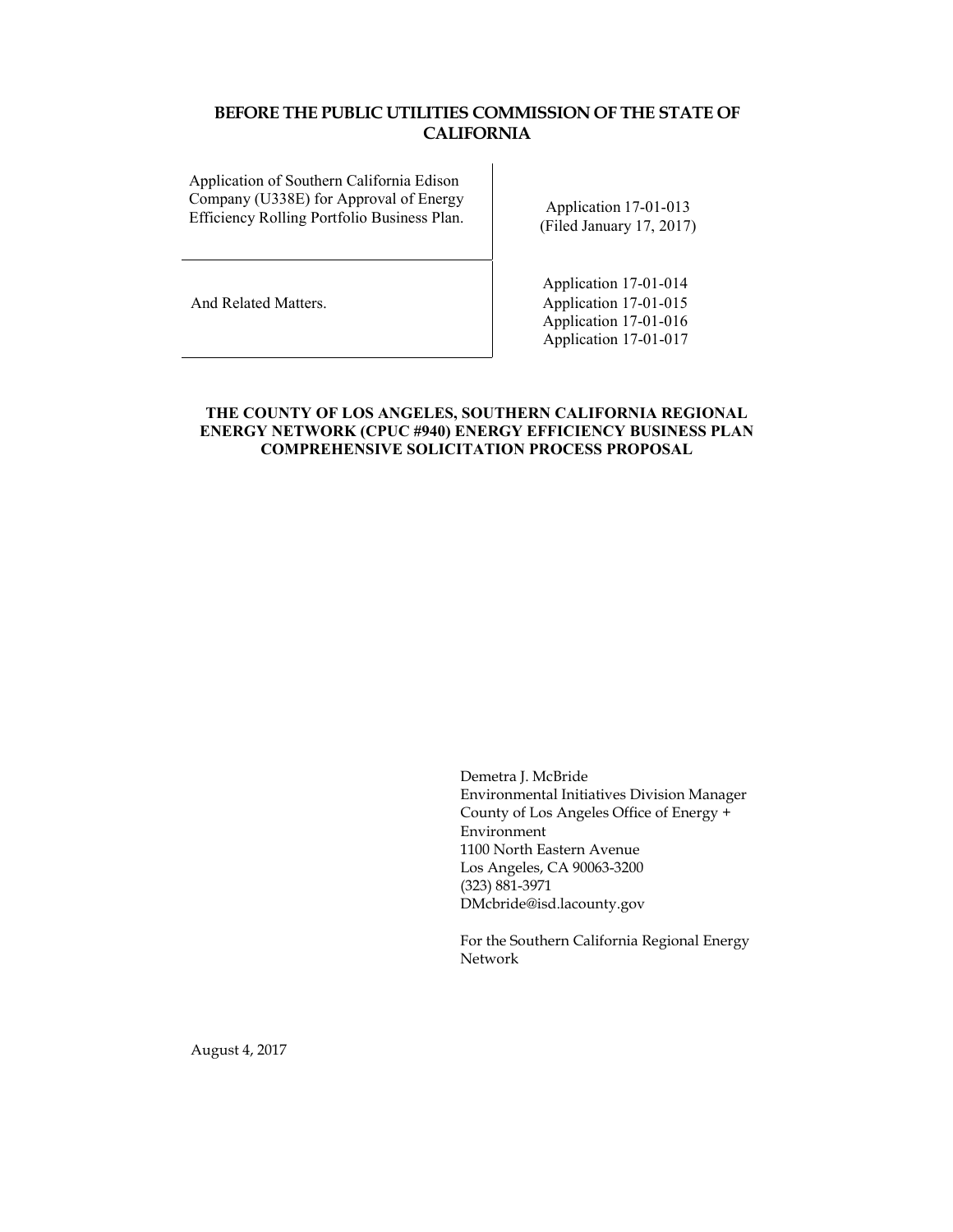# BEFORE THE PUBLIC UTILITIES COMMISSION OF THE STATE OF CALIFORNIA

| | |
|---|---|
| Application of Southern California Edison Company (U338E) for Approval of Energy Efficiency Rolling Portfolio Business Plan. | Application 17-01-013<br>(Filed January 17, 2017) |
| And Related Matters. | Application 17-01-014<br>Application 17-01-015<br>Application 17-01-016<br>Application 17-01-017 |

## THE COUNTY OF LOS ANGELES, SOUTHERN CALIFORNIA REGIONAL ENERGY NETWORK (CPUC #940) ENERGY EFFICIENCY BUSINESS PLAN COMPREHENSIVE SOLICITATION PROCESS PROPOSAL

Demetra J. McBride
Environmental Initiatives Division Manager
County of Los Angeles Office of Energy + Environment
1100 North Eastern Avenue
Los Angeles, CA 90063-3200
(323) 881-3971
DMcbride@isd.lacounty.gov

For the Southern California Regional Energy Network

August 4, 2017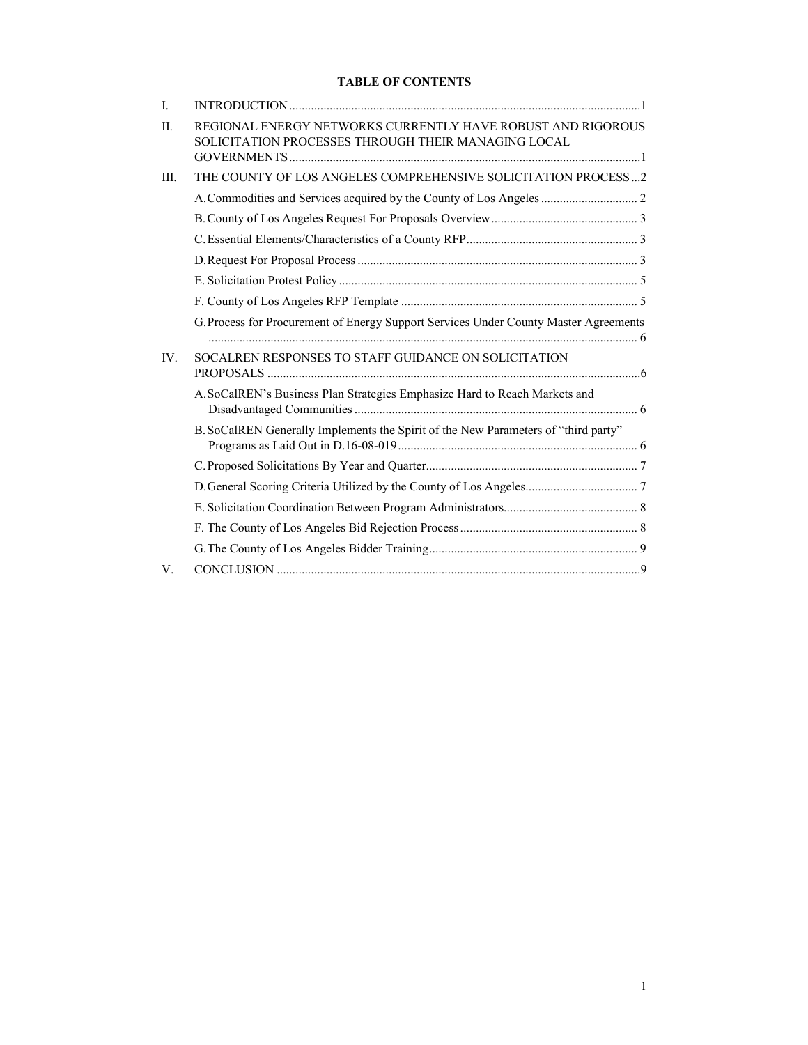**TABLE OF CONTENTS**

I. INTRODUCTION ....................................................................................................................1

II. REGIONAL ENERGY NETWORKS CURRENTLY HAVE ROBUST AND RIGOROUS SOLICITATION PROCESSES THROUGH THEIR MANAGING LOCAL GOVERNMENTS ....................................................................................................................1

III. THE COUNTY OF LOS ANGELES COMPREHENSIVE SOLICITATION PROCESS ...2

- A. Commodities and Services acquired by the County of Los Angeles ............................... 2
- B. County of Los Angeles Request For Proposals Overview ............................................... 3
- C. Essential Elements/Characteristics of a County RFP....................................................... 3
- D. Request For Proposal Process ......................................................................................... 3
- E. Solicitation Protest Policy ............................................................................................... 5
- F. County of Los Angeles RFP Template ........................................................................... 5
- G. Process for Procurement of Energy Support Services Under County Master Agreements ......................................................................................................................... 6

IV. SOCALREN RESPONSES TO STAFF GUIDANCE ON SOLICITATION PROPOSALS .......................................................................................................................6

- A. SoCalREN's Business Plan Strategies Emphasize Hard to Reach Markets and Disadvantaged Communities ........................................................................................... 6
- B. SoCalREN Generally Implements the Spirit of the New Parameters of "third party" Programs as Laid Out in D.16-08-019 ............................................................................ 6
- C. Proposed Solicitations By Year and Quarter.................................................................... 7
- D. General Scoring Criteria Utilized by the County of Los Angeles.................................... 7
- E. Solicitation Coordination Between Program Administrators........................................... 8
- F. The County of Los Angeles Bid Rejection Process ......................................................... 8
- G. The County of Los Angeles Bidder Training................................................................... 9

V. CONCLUSION .....................................................................................................................9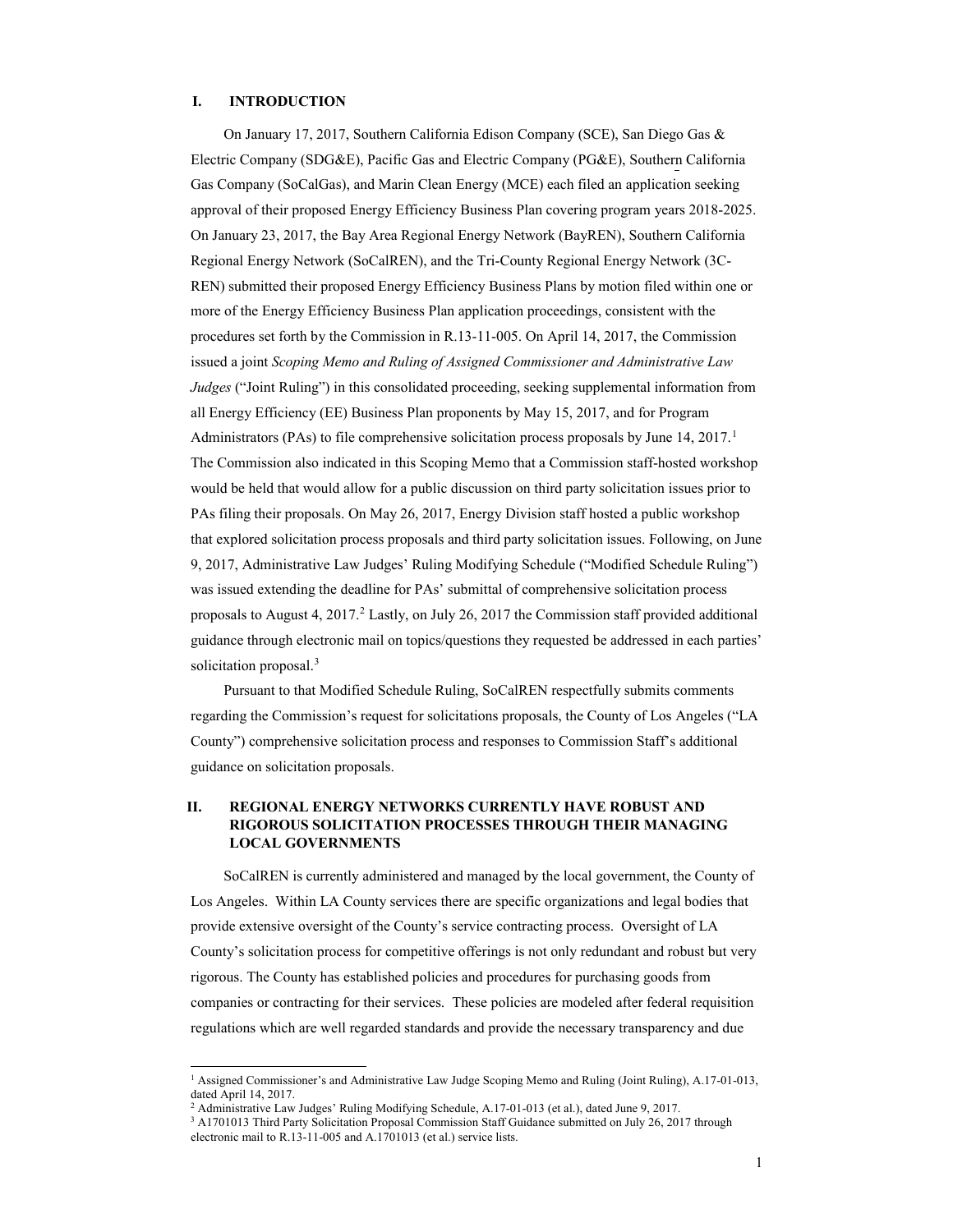## I. INTRODUCTION

On January 17, 2017, Southern California Edison Company (SCE), San Diego Gas & Electric Company (SDG&E), Pacific Gas and Electric Company (PG&E), Southern California Gas Company (SoCalGas), and Marin Clean Energy (MCE) each filed an application seeking approval of their proposed Energy Efficiency Business Plan covering program years 2018-2025. On January 23, 2017, the Bay Area Regional Energy Network (BayREN), Southern California Regional Energy Network (SoCalREN), and the Tri-County Regional Energy Network (3C-REN) submitted their proposed Energy Efficiency Business Plans by motion filed within one or more of the Energy Efficiency Business Plan application proceedings, consistent with the procedures set forth by the Commission in R.13-11-005. On April 14, 2017, the Commission issued a joint *Scoping Memo and Ruling of Assigned Commissioner and Administrative Law Judges* ("Joint Ruling") in this consolidated proceeding, seeking supplemental information from all Energy Efficiency (EE) Business Plan proponents by May 15, 2017, and for Program Administrators (PAs) to file comprehensive solicitation process proposals by June 14, 2017.[1] The Commission also indicated in this Scoping Memo that a Commission staff-hosted workshop would be held that would allow for a public discussion on third party solicitation issues prior to PAs filing their proposals. On May 26, 2017, Energy Division staff hosted a public workshop that explored solicitation process proposals and third party solicitation issues. Following, on June 9, 2017, Administrative Law Judges' Ruling Modifying Schedule ("Modified Schedule Ruling") was issued extending the deadline for PAs' submittal of comprehensive solicitation process proposals to August 4, 2017.[2] Lastly, on July 26, 2017 the Commission staff provided additional guidance through electronic mail on topics/questions they requested be addressed in each parties' solicitation proposal.[3]

Pursuant to that Modified Schedule Ruling, SoCalREN respectfully submits comments regarding the Commission's request for solicitations proposals, the County of Los Angeles ("LA County") comprehensive solicitation process and responses to Commission Staff's additional guidance on solicitation proposals.

## II. REGIONAL ENERGY NETWORKS CURRENTLY HAVE ROBUST AND RIGOROUS SOLICITATION PROCESSES THROUGH THEIR MANAGING LOCAL GOVERNMENTS

SoCalREN is currently administered and managed by the local government, the County of Los Angeles. Within LA County services there are specific organizations and legal bodies that provide extensive oversight of the County's service contracting process. Oversight of LA County's solicitation process for competitive offerings is not only redundant and robust but very rigorous. The County has established policies and procedures for purchasing goods from companies or contracting for their services. These policies are modeled after federal requisition regulations which are well regarded standards and provide the necessary transparency and due

---

[1] Assigned Commissioner's and Administrative Law Judge Scoping Memo and Ruling (Joint Ruling), A.17-01-013, dated April 14, 2017.

[2] Administrative Law Judges' Ruling Modifying Schedule, A.17-01-013 (et al.), dated June 9, 2017.

[3] A1701013 Third Party Solicitation Proposal Commission Staff Guidance submitted on July 26, 2017 through electronic mail to R.13-11-005 and A.1701013 (et al.) service lists.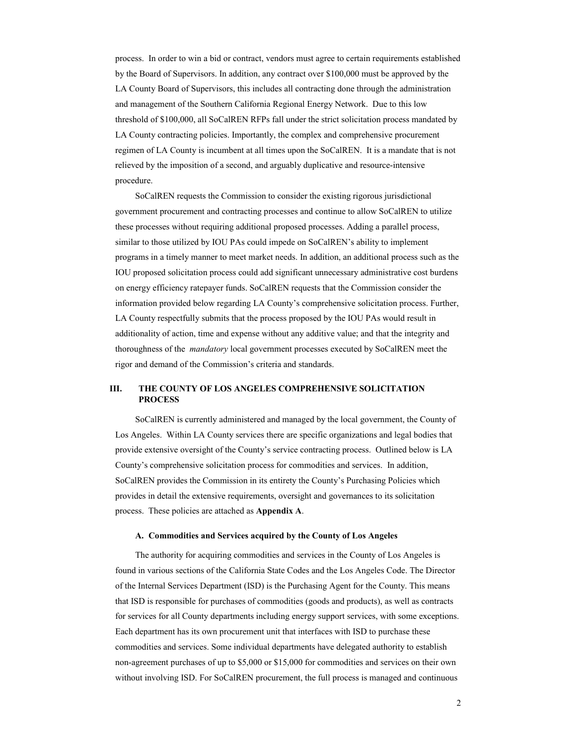process. In order to win a bid or contract, vendors must agree to certain requirements established by the Board of Supervisors. In addition, any contract over \$100,000 must be approved by the LA County Board of Supervisors, this includes all contracting done through the administration and management of the Southern California Regional Energy Network. Due to this low threshold of \$100,000, all SoCalREN RFPs fall under the strict solicitation process mandated by LA County contracting policies. Importantly, the complex and comprehensive procurement regimen of LA County is incumbent at all times upon the SoCalREN. It is a mandate that is not relieved by the imposition of a second, and arguably duplicative and resource-intensive procedure.

SoCalREN requests the Commission to consider the existing rigorous jurisdictional government procurement and contracting processes and continue to allow SoCalREN to utilize these processes without requiring additional proposed processes. Adding a parallel process, similar to those utilized by IOU PAs could impede on SoCalREN's ability to implement programs in a timely manner to meet market needs. In addition, an additional process such as the IOU proposed solicitation process could add significant unnecessary administrative cost burdens on energy efficiency ratepayer funds. SoCalREN requests that the Commission consider the information provided below regarding LA County's comprehensive solicitation process. Further, LA County respectfully submits that the process proposed by the IOU PAs would result in additionality of action, time and expense without any additive value; and that the integrity and thoroughness of the *mandatory* local government processes executed by SoCalREN meet the rigor and demand of the Commission's criteria and standards.

## III. THE COUNTY OF LOS ANGELES COMPREHENSIVE SOLICITATION PROCESS

SoCalREN is currently administered and managed by the local government, the County of Los Angeles. Within LA County services there are specific organizations and legal bodies that provide extensive oversight of the County's service contracting process. Outlined below is LA County's comprehensive solicitation process for commodities and services. In addition, SoCalREN provides the Commission in its entirety the County's Purchasing Policies which provides in detail the extensive requirements, oversight and governances to its solicitation process. These policies are attached as **Appendix A**.

### A. Commodities and Services acquired by the County of Los Angeles

The authority for acquiring commodities and services in the County of Los Angeles is found in various sections of the California State Codes and the Los Angeles Code. The Director of the Internal Services Department (ISD) is the Purchasing Agent for the County. This means that ISD is responsible for purchases of commodities (goods and products), as well as contracts for services for all County departments including energy support services, with some exceptions. Each department has its own procurement unit that interfaces with ISD to purchase these commodities and services. Some individual departments have delegated authority to establish non-agreement purchases of up to \$5,000 or \$15,000 for commodities and services on their own without involving ISD. For SoCalREN procurement, the full process is managed and continuous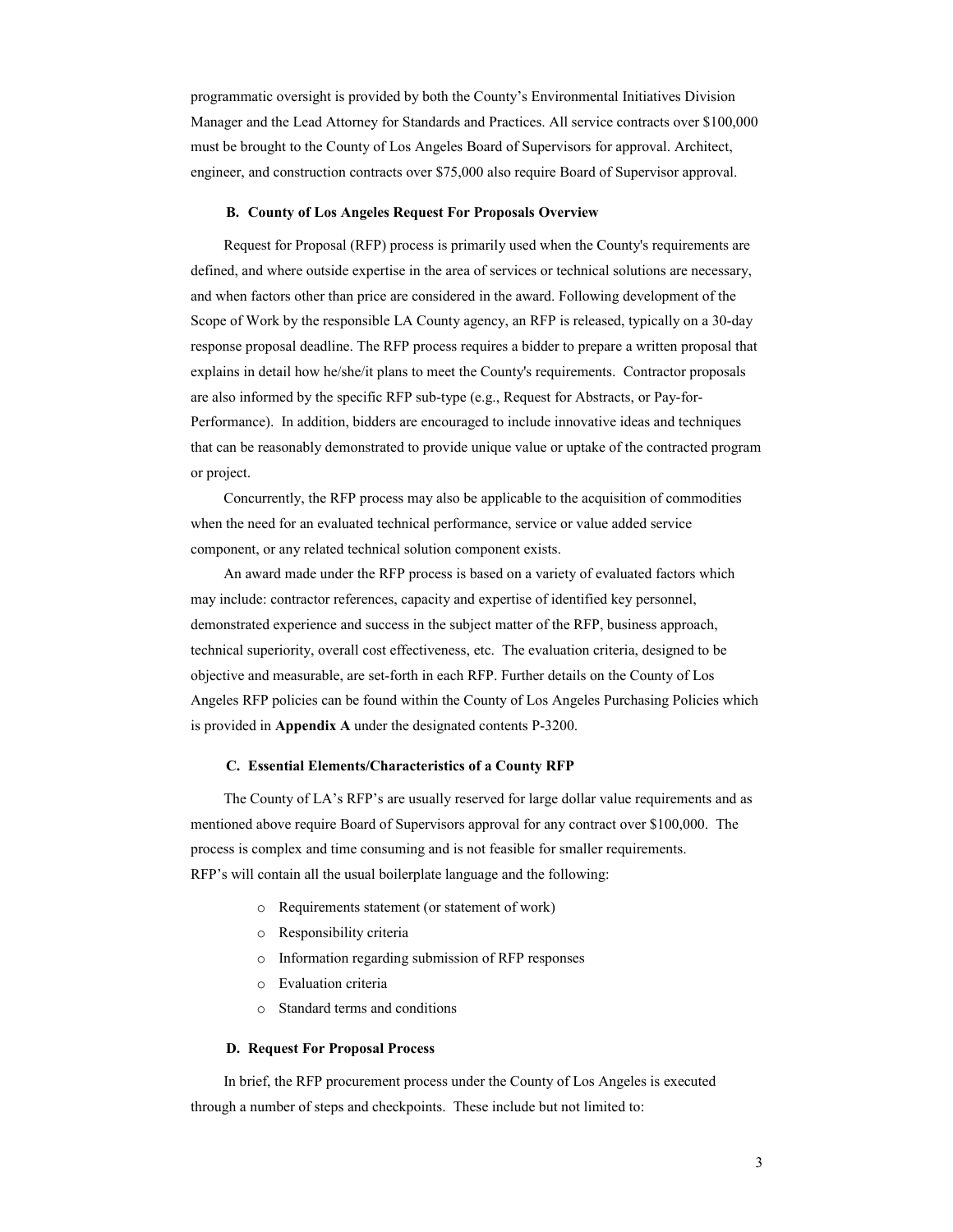programmatic oversight is provided by both the County's Environmental Initiatives Division Manager and the Lead Attorney for Standards and Practices. All service contracts over $100,000 must be brought to the County of Los Angeles Board of Supervisors for approval. Architect, engineer, and construction contracts over $75,000 also require Board of Supervisor approval.

### B. County of Los Angeles Request For Proposals Overview

Request for Proposal (RFP) process is primarily used when the County's requirements are defined, and where outside expertise in the area of services or technical solutions are necessary, and when factors other than price are considered in the award. Following development of the Scope of Work by the responsible LA County agency, an RFP is released, typically on a 30-day response proposal deadline. The RFP process requires a bidder to prepare a written proposal that explains in detail how he/she/it plans to meet the County's requirements. Contractor proposals are also informed by the specific RFP sub-type (e.g., Request for Abstracts, or Pay-for-Performance). In addition, bidders are encouraged to include innovative ideas and techniques that can be reasonably demonstrated to provide unique value or uptake of the contracted program or project.

Concurrently, the RFP process may also be applicable to the acquisition of commodities when the need for an evaluated technical performance, service or value added service component, or any related technical solution component exists.

An award made under the RFP process is based on a variety of evaluated factors which may include: contractor references, capacity and expertise of identified key personnel, demonstrated experience and success in the subject matter of the RFP, business approach, technical superiority, overall cost effectiveness, etc. The evaluation criteria, designed to be objective and measurable, are set-forth in each RFP. Further details on the County of Los Angeles RFP policies can be found within the County of Los Angeles Purchasing Policies which is provided in **Appendix A** under the designated contents P-3200.

### C. Essential Elements/Characteristics of a County RFP

The County of LA's RFP's are usually reserved for large dollar value requirements and as mentioned above require Board of Supervisors approval for any contract over $100,000. The process is complex and time consuming and is not feasible for smaller requirements.
RFP's will contain all the usual boilerplate language and the following:

- Requirements statement (or statement of work)
- Responsibility criteria
- Information regarding submission of RFP responses
- Evaluation criteria
- Standard terms and conditions

### D. Request For Proposal Process

In brief, the RFP procurement process under the County of Los Angeles is executed through a number of steps and checkpoints. These include but not limited to: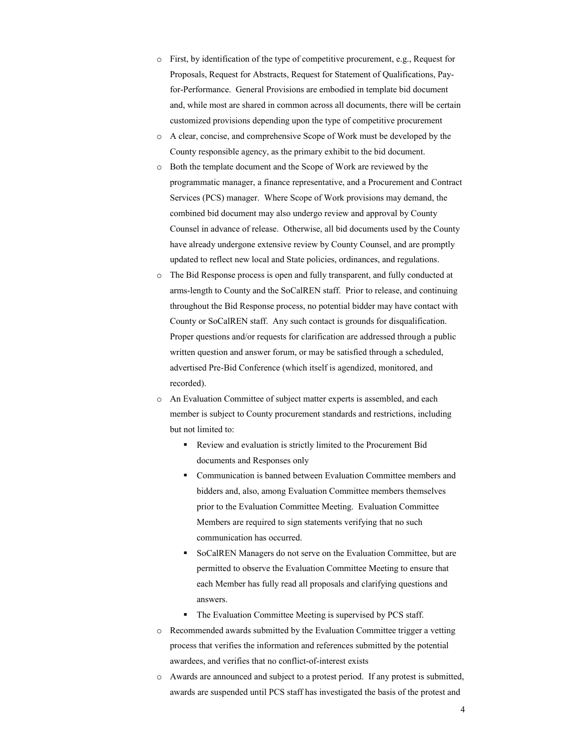- First, by identification of the type of competitive procurement, e.g., Request for Proposals, Request for Abstracts, Request for Statement of Qualifications, Pay-for-Performance. General Provisions are embodied in template bid document and, while most are shared in common across all documents, there will be certain customized provisions depending upon the type of competitive procurement
- A clear, concise, and comprehensive Scope of Work must be developed by the County responsible agency, as the primary exhibit to the bid document.
- Both the template document and the Scope of Work are reviewed by the programmatic manager, a finance representative, and a Procurement and Contract Services (PCS) manager. Where Scope of Work provisions may demand, the combined bid document may also undergo review and approval by County Counsel in advance of release. Otherwise, all bid documents used by the County have already undergone extensive review by County Counsel, and are promptly updated to reflect new local and State policies, ordinances, and regulations.
- The Bid Response process is open and fully transparent, and fully conducted at arms-length to County and the SoCalREN staff. Prior to release, and continuing throughout the Bid Response process, no potential bidder may have contact with County or SoCalREN staff. Any such contact is grounds for disqualification. Proper questions and/or requests for clarification are addressed through a public written question and answer forum, or may be satisfied through a scheduled, advertised Pre-Bid Conference (which itself is agendized, monitored, and recorded).
- An Evaluation Committee of subject matter experts is assembled, and each member is subject to County procurement standards and restrictions, including but not limited to:
  - Review and evaluation is strictly limited to the Procurement Bid documents and Responses only
  - Communication is banned between Evaluation Committee members and bidders and, also, among Evaluation Committee members themselves prior to the Evaluation Committee Meeting. Evaluation Committee Members are required to sign statements verifying that no such communication has occurred.
  - SoCalREN Managers do not serve on the Evaluation Committee, but are permitted to observe the Evaluation Committee Meeting to ensure that each Member has fully read all proposals and clarifying questions and answers.
  - The Evaluation Committee Meeting is supervised by PCS staff.
- Recommended awards submitted by the Evaluation Committee trigger a vetting process that verifies the information and references submitted by the potential awardees, and verifies that no conflict-of-interest exists
- Awards are announced and subject to a protest period. If any protest is submitted, awards are suspended until PCS staff has investigated the basis of the protest and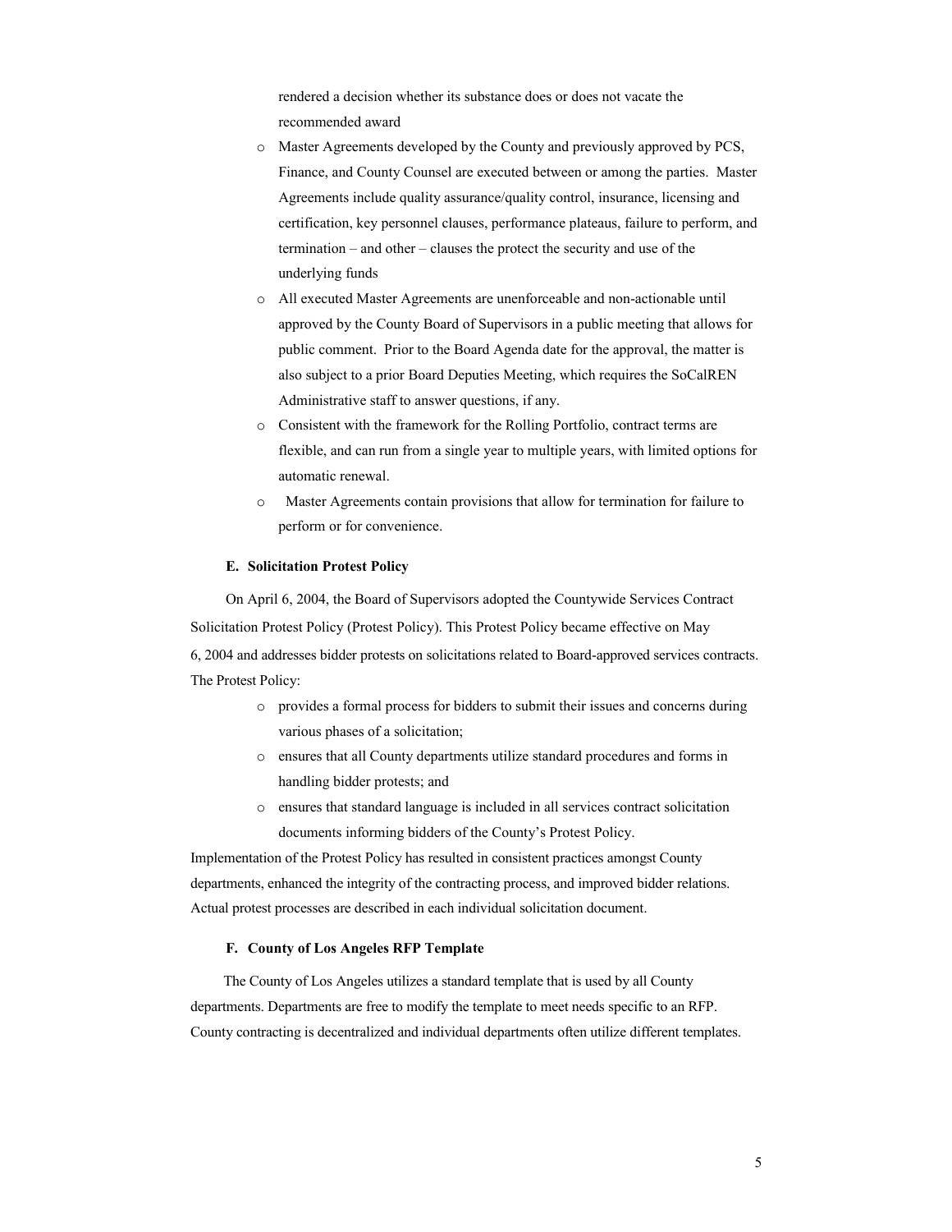rendered a decision whether its substance does or does not vacate the recommended award

- Master Agreements developed by the County and previously approved by PCS, Finance, and County Counsel are executed between or among the parties. Master Agreements include quality assurance/quality control, insurance, licensing and certification, key personnel clauses, performance plateaus, failure to perform, and termination – and other – clauses the protect the security and use of the underlying funds
- All executed Master Agreements are unenforceable and non-actionable until approved by the County Board of Supervisors in a public meeting that allows for public comment. Prior to the Board Agenda date for the approval, the matter is also subject to a prior Board Deputies Meeting, which requires the SoCalREN Administrative staff to answer questions, if any.
- Consistent with the framework for the Rolling Portfolio, contract terms are flexible, and can run from a single year to multiple years, with limited options for automatic renewal.
- Master Agreements contain provisions that allow for termination for failure to perform or for convenience.

**E. Solicitation Protest Policy**

On April 6, 2004, the Board of Supervisors adopted the Countywide Services Contract Solicitation Protest Policy (Protest Policy). This Protest Policy became effective on May 6, 2004 and addresses bidder protests on solicitations related to Board-approved services contracts. The Protest Policy:

- provides a formal process for bidders to submit their issues and concerns during various phases of a solicitation;
- ensures that all County departments utilize standard procedures and forms in handling bidder protests; and
- ensures that standard language is included in all services contract solicitation documents informing bidders of the County's Protest Policy.

Implementation of the Protest Policy has resulted in consistent practices amongst County departments, enhanced the integrity of the contracting process, and improved bidder relations. Actual protest processes are described in each individual solicitation document.

**F. County of Los Angeles RFP Template**

The County of Los Angeles utilizes a standard template that is used by all County departments. Departments are free to modify the template to meet needs specific to an RFP. County contracting is decentralized and individual departments often utilize different templates.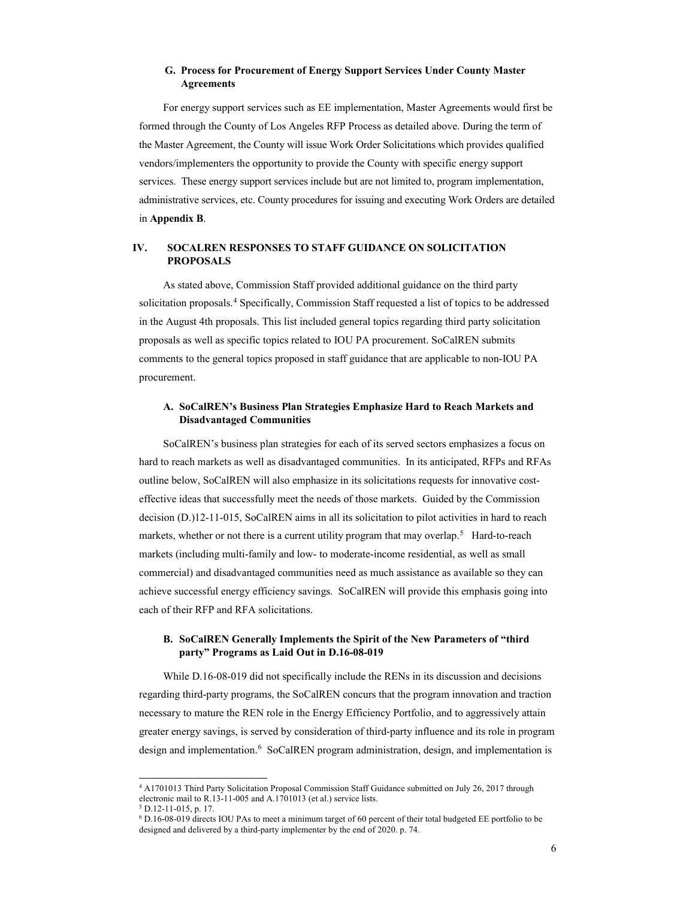### G. Process for Procurement of Energy Support Services Under County Master Agreements

For energy support services such as EE implementation, Master Agreements would first be formed through the County of Los Angeles RFP Process as detailed above. During the term of the Master Agreement, the County will issue Work Order Solicitations which provides qualified vendors/implementers the opportunity to provide the County with specific energy support services. These energy support services include but are not limited to, program implementation, administrative services, etc. County procedures for issuing and executing Work Orders are detailed in **Appendix B**.

## IV. SOCALREN RESPONSES TO STAFF GUIDANCE ON SOLICITATION PROPOSALS

As stated above, Commission Staff provided additional guidance on the third party solicitation proposals.[4] Specifically, Commission Staff requested a list of topics to be addressed in the August 4th proposals. This list included general topics regarding third party solicitation proposals as well as specific topics related to IOU PA procurement. SoCalREN submits comments to the general topics proposed in staff guidance that are applicable to non-IOU PA procurement.

### A. SoCalREN's Business Plan Strategies Emphasize Hard to Reach Markets and Disadvantaged Communities

SoCalREN's business plan strategies for each of its served sectors emphasizes a focus on hard to reach markets as well as disadvantaged communities. In its anticipated, RFPs and RFAs outline below, SoCalREN will also emphasize in its solicitations requests for innovative cost-effective ideas that successfully meet the needs of those markets. Guided by the Commission decision (D.)12-11-015, SoCalREN aims in all its solicitation to pilot activities in hard to reach markets, whether or not there is a current utility program that may overlap.[5] Hard-to-reach markets (including multi-family and low- to moderate-income residential, as well as small commercial) and disadvantaged communities need as much assistance as available so they can achieve successful energy efficiency savings. SoCalREN will provide this emphasis going into each of their RFP and RFA solicitations.

### B. SoCalREN Generally Implements the Spirit of the New Parameters of "third party" Programs as Laid Out in D.16-08-019

While D.16-08-019 did not specifically include the RENs in its discussion and decisions regarding third-party programs, the SoCalREN concurs that the program innovation and traction necessary to mature the REN role in the Energy Efficiency Portfolio, and to aggressively attain greater energy savings, is served by consideration of third-party influence and its role in program design and implementation.[6] SoCalREN program administration, design, and implementation is

---

[4] A1701013 Third Party Solicitation Proposal Commission Staff Guidance submitted on July 26, 2017 through electronic mail to R.13-11-005 and A.1701013 (et al.) service lists.

[5] D.12-11-015, p. 17.

[6] D.16-08-019 directs IOU PAs to meet a minimum target of 60 percent of their total budgeted EE portfolio to be designed and delivered by a third-party implementer by the end of 2020. p. 74.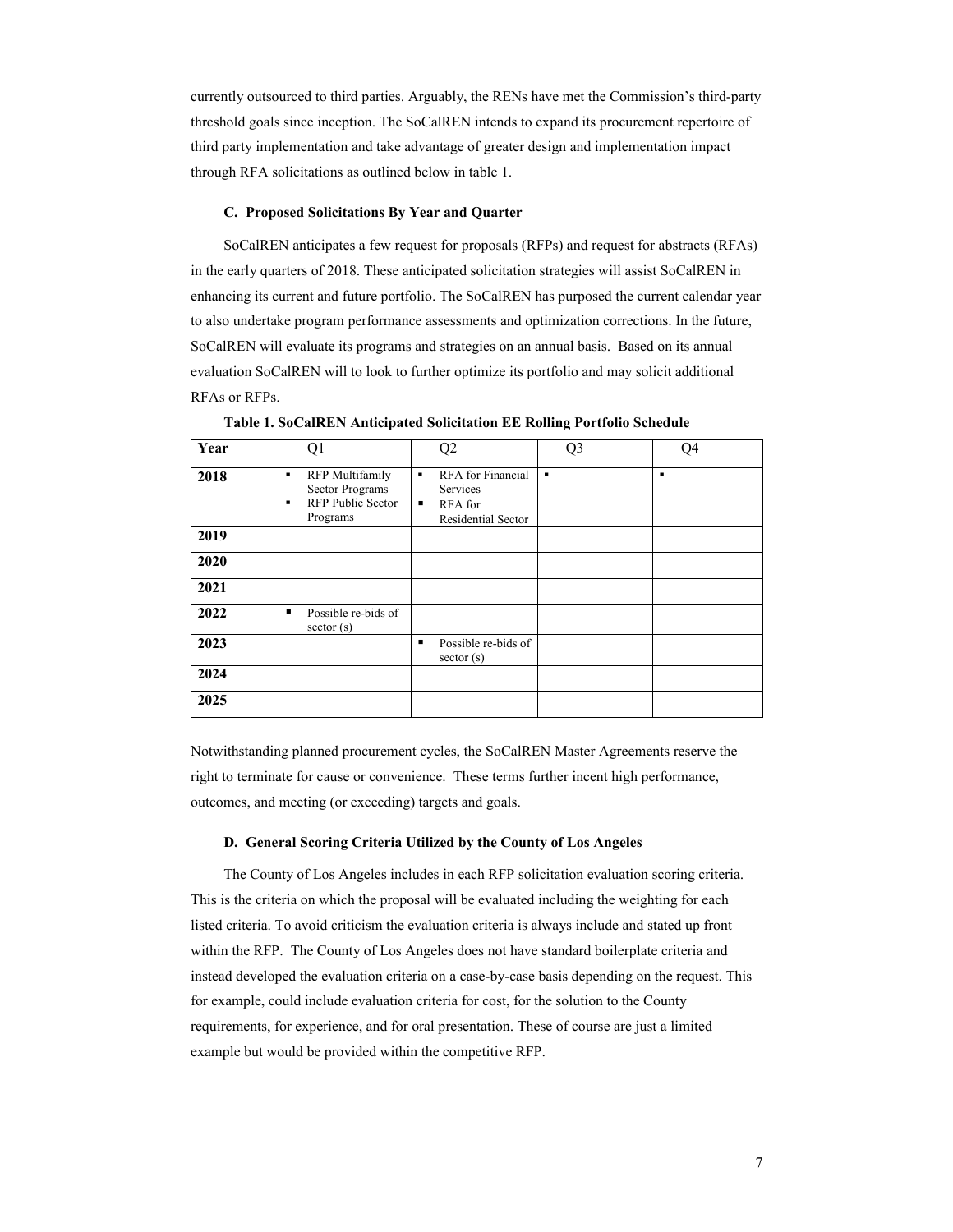currently outsourced to third parties. Arguably, the RENs have met the Commission's third-party threshold goals since inception. The SoCalREN intends to expand its procurement repertoire of third party implementation and take advantage of greater design and implementation impact through RFA solicitations as outlined below in table 1.

### C. Proposed Solicitations By Year and Quarter

SoCalREN anticipates a few request for proposals (RFPs) and request for abstracts (RFAs) in the early quarters of 2018. These anticipated solicitation strategies will assist SoCalREN in enhancing its current and future portfolio. The SoCalREN has purposed the current calendar year to also undertake program performance assessments and optimization corrections. In the future, SoCalREN will evaluate its programs and strategies on an annual basis. Based on its annual evaluation SoCalREN will to look to further optimize its portfolio and may solicit additional RFAs or RFPs.

**Table 1. SoCalREN Anticipated Solicitation EE Rolling Portfolio Schedule**

| Year | Q1 | Q2 | Q3 | Q4 |
|---|---|---|---|---|
| **2018** | ▪ RFP Multifamily Sector Programs<br>▪ RFP Public Sector Programs | ▪ RFA for Financial Services<br>▪ RFA for Residential Sector | ▪ | ▪ |
| **2019** | | | | |
| **2020** | | | | |
| **2021** | | | | |
| **2022** | ▪ Possible re-bids of sector (s) | | | |
| **2023** | | ▪ Possible re-bids of sector (s) | | |
| **2024** | | | | |
| **2025** | | | | |

Notwithstanding planned procurement cycles, the SoCalREN Master Agreements reserve the right to terminate for cause or convenience. These terms further incent high performance, outcomes, and meeting (or exceeding) targets and goals.

### D. General Scoring Criteria Utilized by the County of Los Angeles

The County of Los Angeles includes in each RFP solicitation evaluation scoring criteria. This is the criteria on which the proposal will be evaluated including the weighting for each listed criteria. To avoid criticism the evaluation criteria is always include and stated up front within the RFP. The County of Los Angeles does not have standard boilerplate criteria and instead developed the evaluation criteria on a case-by-case basis depending on the request. This for example, could include evaluation criteria for cost, for the solution to the County requirements, for experience, and for oral presentation. These of course are just a limited example but would be provided within the competitive RFP.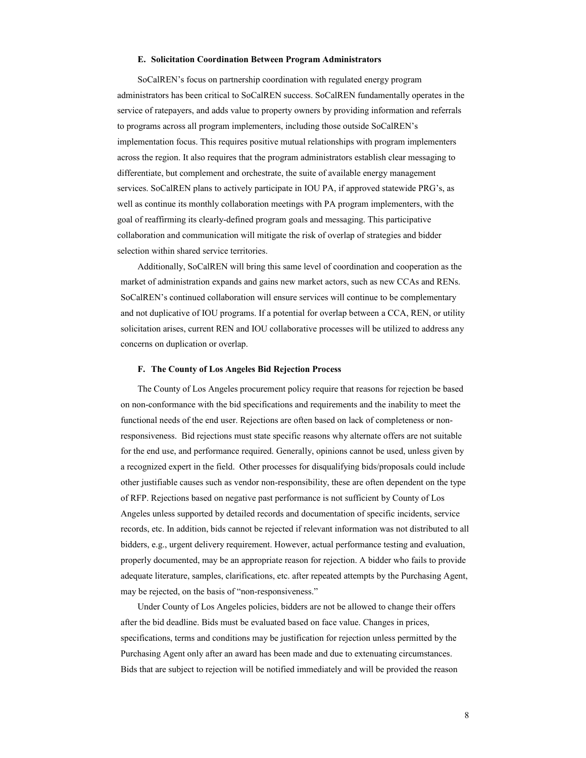### E. Solicitation Coordination Between Program Administrators

SoCalREN's focus on partnership coordination with regulated energy program administrators has been critical to SoCalREN success. SoCalREN fundamentally operates in the service of ratepayers, and adds value to property owners by providing information and referrals to programs across all program implementers, including those outside SoCalREN's implementation focus. This requires positive mutual relationships with program implementers across the region. It also requires that the program administrators establish clear messaging to differentiate, but complement and orchestrate, the suite of available energy management services. SoCalREN plans to actively participate in IOU PA, if approved statewide PRG's, as well as continue its monthly collaboration meetings with PA program implementers, with the goal of reaffirming its clearly-defined program goals and messaging. This participative collaboration and communication will mitigate the risk of overlap of strategies and bidder selection within shared service territories.

Additionally, SoCalREN will bring this same level of coordination and cooperation as the market of administration expands and gains new market actors, such as new CCAs and RENs. SoCalREN's continued collaboration will ensure services will continue to be complementary and not duplicative of IOU programs. If a potential for overlap between a CCA, REN, or utility solicitation arises, current REN and IOU collaborative processes will be utilized to address any concerns on duplication or overlap.

### F. The County of Los Angeles Bid Rejection Process

The County of Los Angeles procurement policy require that reasons for rejection be based on non-conformance with the bid specifications and requirements and the inability to meet the functional needs of the end user. Rejections are often based on lack of completeness or non-responsiveness. Bid rejections must state specific reasons why alternate offers are not suitable for the end use, and performance required. Generally, opinions cannot be used, unless given by a recognized expert in the field. Other processes for disqualifying bids/proposals could include other justifiable causes such as vendor non-responsibility, these are often dependent on the type of RFP. Rejections based on negative past performance is not sufficient by County of Los Angeles unless supported by detailed records and documentation of specific incidents, service records, etc. In addition, bids cannot be rejected if relevant information was not distributed to all bidders, e.g., urgent delivery requirement. However, actual performance testing and evaluation, properly documented, may be an appropriate reason for rejection. A bidder who fails to provide adequate literature, samples, clarifications, etc. after repeated attempts by the Purchasing Agent, may be rejected, on the basis of "non-responsiveness."

Under County of Los Angeles policies, bidders are not be allowed to change their offers after the bid deadline. Bids must be evaluated based on face value. Changes in prices, specifications, terms and conditions may be justification for rejection unless permitted by the Purchasing Agent only after an award has been made and due to extenuating circumstances. Bids that are subject to rejection will be notified immediately and will be provided the reason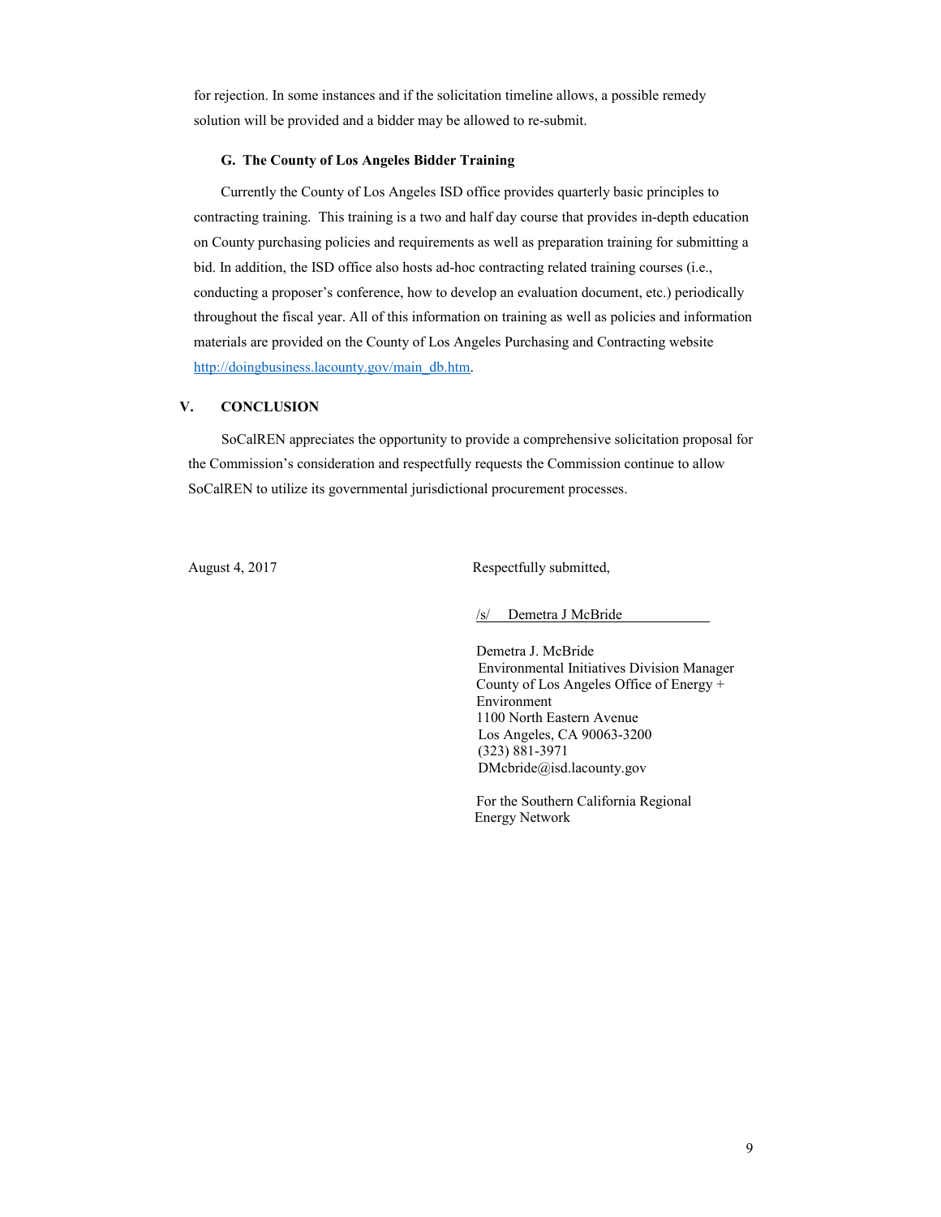for rejection. In some instances and if the solicitation timeline allows, a possible remedy solution will be provided and a bidder may be allowed to re-submit.

### G. The County of Los Angeles Bidder Training

Currently the County of Los Angeles ISD office provides quarterly basic principles to contracting training. This training is a two and half day course that provides in-depth education on County purchasing policies and requirements as well as preparation training for submitting a bid. In addition, the ISD office also hosts ad-hoc contracting related training courses (i.e., conducting a proposer's conference, how to develop an evaluation document, etc.) periodically throughout the fiscal year. All of this information on training as well as policies and information materials are provided on the County of Los Angeles Purchasing and Contracting website http://doingbusiness.lacounty.gov/main_db.htm.

## V. CONCLUSION

SoCalREN appreciates the opportunity to provide a comprehensive solicitation proposal for the Commission's consideration and respectfully requests the Commission continue to allow SoCalREN to utilize its governmental jurisdictional procurement processes.

August 4, 2017

Respectfully submitted,

/s/ Demetra J McBride

Demetra J. McBride
Environmental Initiatives Division Manager
County of Los Angeles Office of Energy + Environment
1100 North Eastern Avenue
Los Angeles, CA 90063-3200
(323) 881-3971
DMcbride@isd.lacounty.gov

For the Southern California Regional Energy Network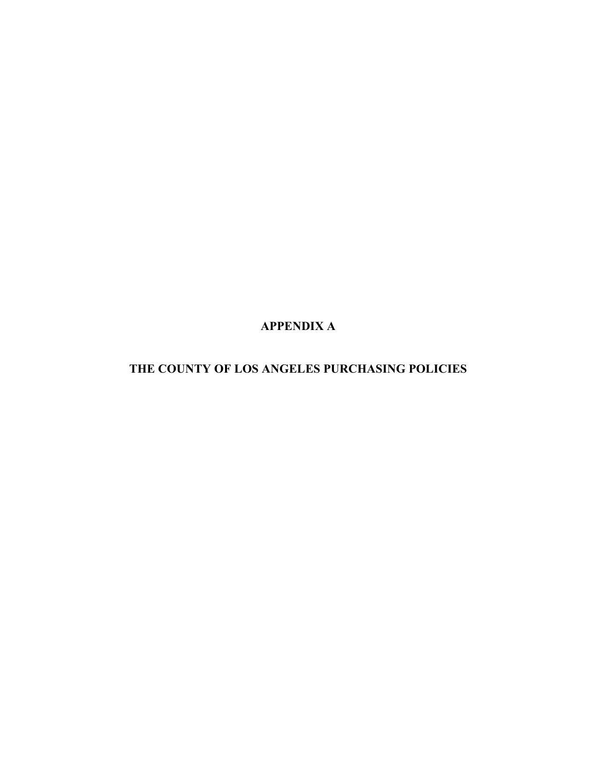# APPENDIX A

# THE COUNTY OF LOS ANGELES PURCHASING POLICIES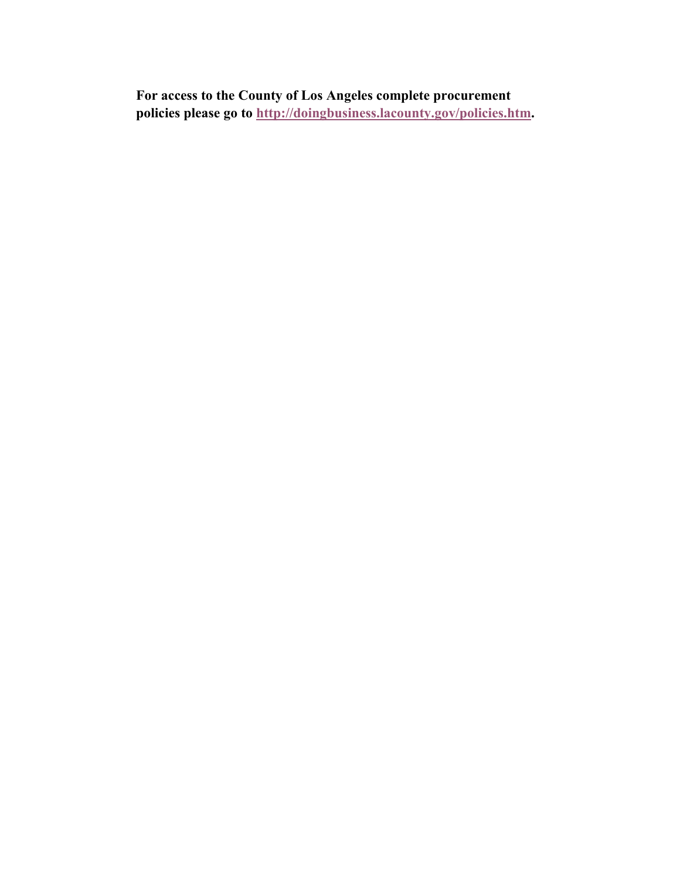**For access to the County of Los Angeles complete procurement policies please go to [http://doingbusiness.lacounty.gov/policies.htm](http://doingbusiness.lacounty.gov/policies.htm).**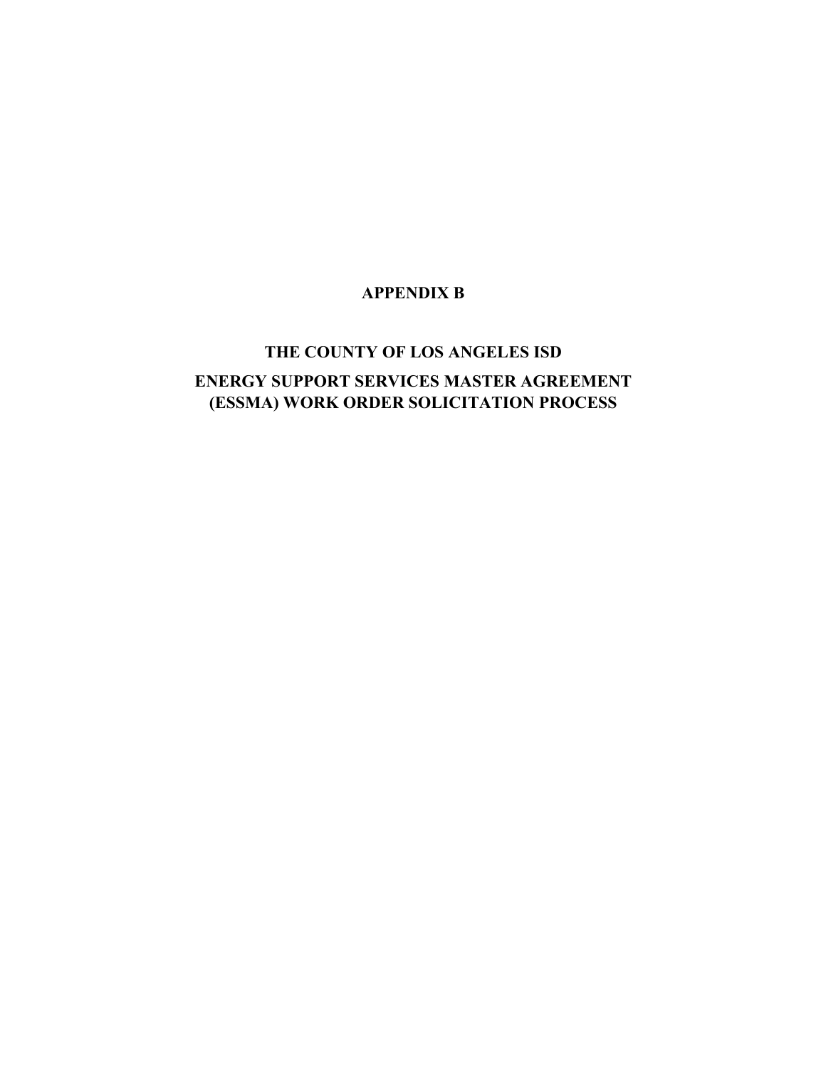# APPENDIX B

## THE COUNTY OF LOS ANGELES ISD

## ENERGY SUPPORT SERVICES MASTER AGREEMENT (ESSMA) WORK ORDER SOLICITATION PROCESS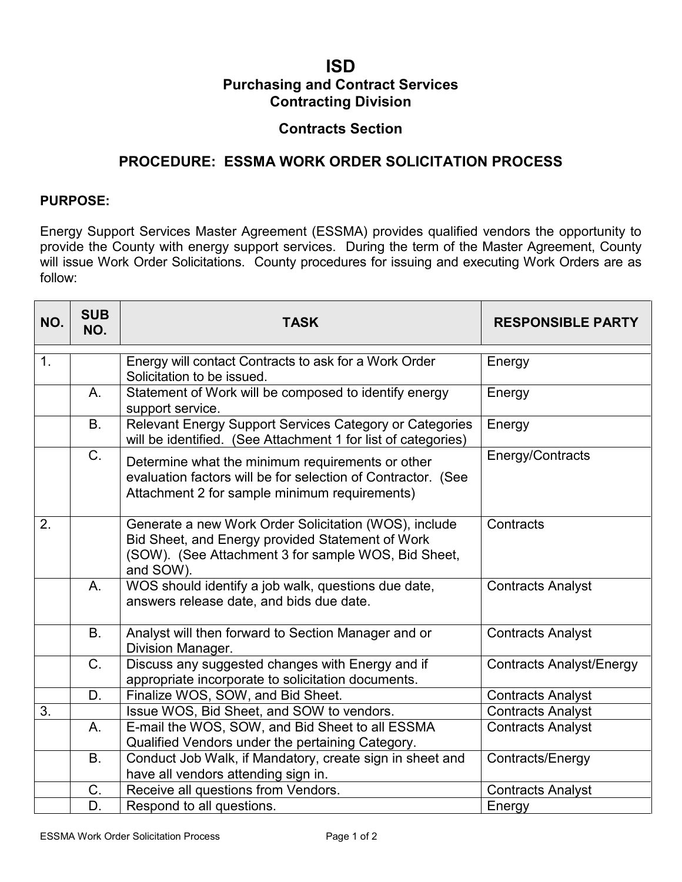# ISD

## Purchasing and Contract Services
## Contracting Division

### Contracts Section

### PROCEDURE: ESSMA WORK ORDER SOLICITATION PROCESS

**PURPOSE:**

Energy Support Services Master Agreement (ESSMA) provides qualified vendors the opportunity to provide the County with energy support services. During the term of the Master Agreement, County will issue Work Order Solicitations. County procedures for issuing and executing Work Orders are as follow:

| NO. | SUB NO. | TASK | RESPONSIBLE PARTY |
|---|---|---|---|
| 1. | | Energy will contact Contracts to ask for a Work Order Solicitation to be issued. | Energy |
| | A. | Statement of Work will be composed to identify energy support service. | Energy |
| | B. | Relevant Energy Support Services Category or Categories will be identified. (See Attachment 1 for list of categories) | Energy |
| | C. | Determine what the minimum requirements or other evaluation factors will be for selection of Contractor. (See Attachment 2 for sample minimum requirements) | Energy/Contracts |
| 2. | | Generate a new Work Order Solicitation (WOS), include Bid Sheet, and Energy provided Statement of Work (SOW). (See Attachment 3 for sample WOS, Bid Sheet, and SOW). | Contracts |
| | A. | WOS should identify a job walk, questions due date, answers release date, and bids due date. | Contracts Analyst |
| | B. | Analyst will then forward to Section Manager and or Division Manager. | Contracts Analyst |
| | C. | Discuss any suggested changes with Energy and if appropriate incorporate to solicitation documents. | Contracts Analyst/Energy |
| | D. | Finalize WOS, SOW, and Bid Sheet. | Contracts Analyst |
| 3. | | Issue WOS, Bid Sheet, and SOW to vendors. | Contracts Analyst |
| | A. | E-mail the WOS, SOW, and Bid Sheet to all ESSMA Qualified Vendors under the pertaining Category. | Contracts Analyst |
| | B. | Conduct Job Walk, if Mandatory, create sign in sheet and have all vendors attending sign in. | Contracts/Energy |
| | C. | Receive all questions from Vendors. | Contracts Analyst |
| | D. | Respond to all questions. | Energy |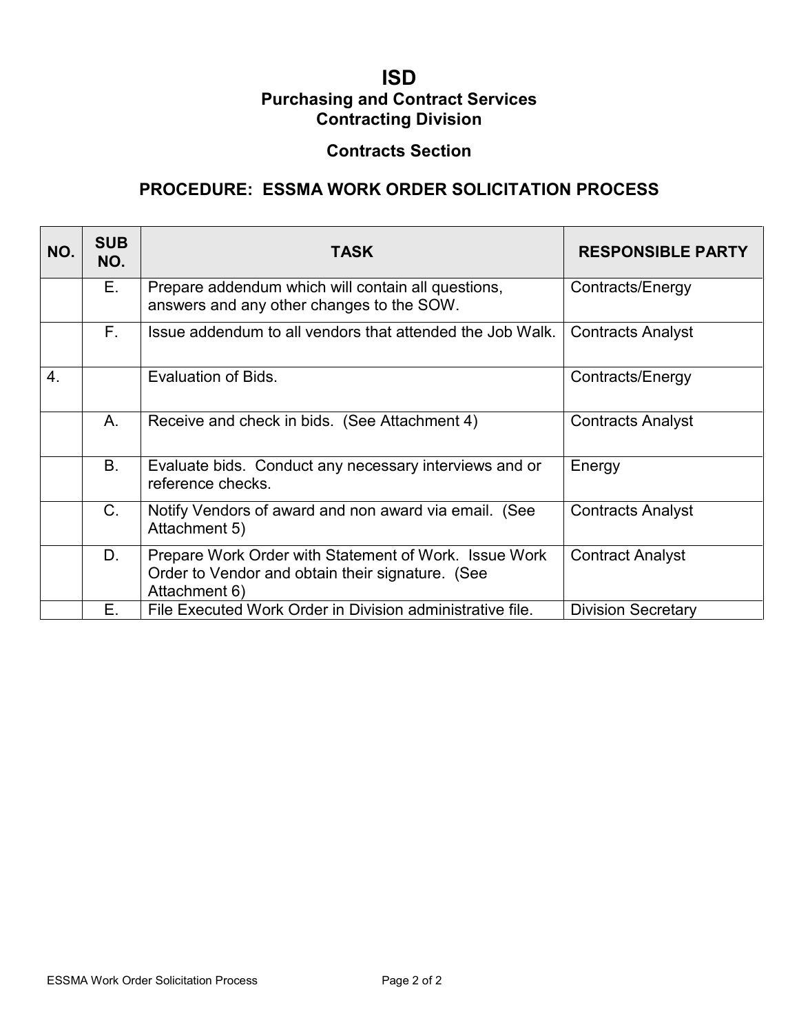# ISD

## Purchasing and Contract Services
## Contracting Division

### Contracts Section

### PROCEDURE: ESSMA WORK ORDER SOLICITATION PROCESS

| NO. | SUB NO. | TASK | RESPONSIBLE PARTY |
|---|---|---|---|
| | E. | Prepare addendum which will contain all questions, answers and any other changes to the SOW. | Contracts/Energy |
| | F. | Issue addendum to all vendors that attended the Job Walk. | Contracts Analyst |
| 4. | | Evaluation of Bids. | Contracts/Energy |
| | A. | Receive and check in bids. (See Attachment 4) | Contracts Analyst |
| | B. | Evaluate bids. Conduct any necessary interviews and or reference checks. | Energy |
| | C. | Notify Vendors of award and non award via email. (See Attachment 5) | Contracts Analyst |
| | D. | Prepare Work Order with Statement of Work. Issue Work Order to Vendor and obtain their signature. (See Attachment 6) | Contract Analyst |
| | E. | File Executed Work Order in Division administrative file. | Division Secretary |